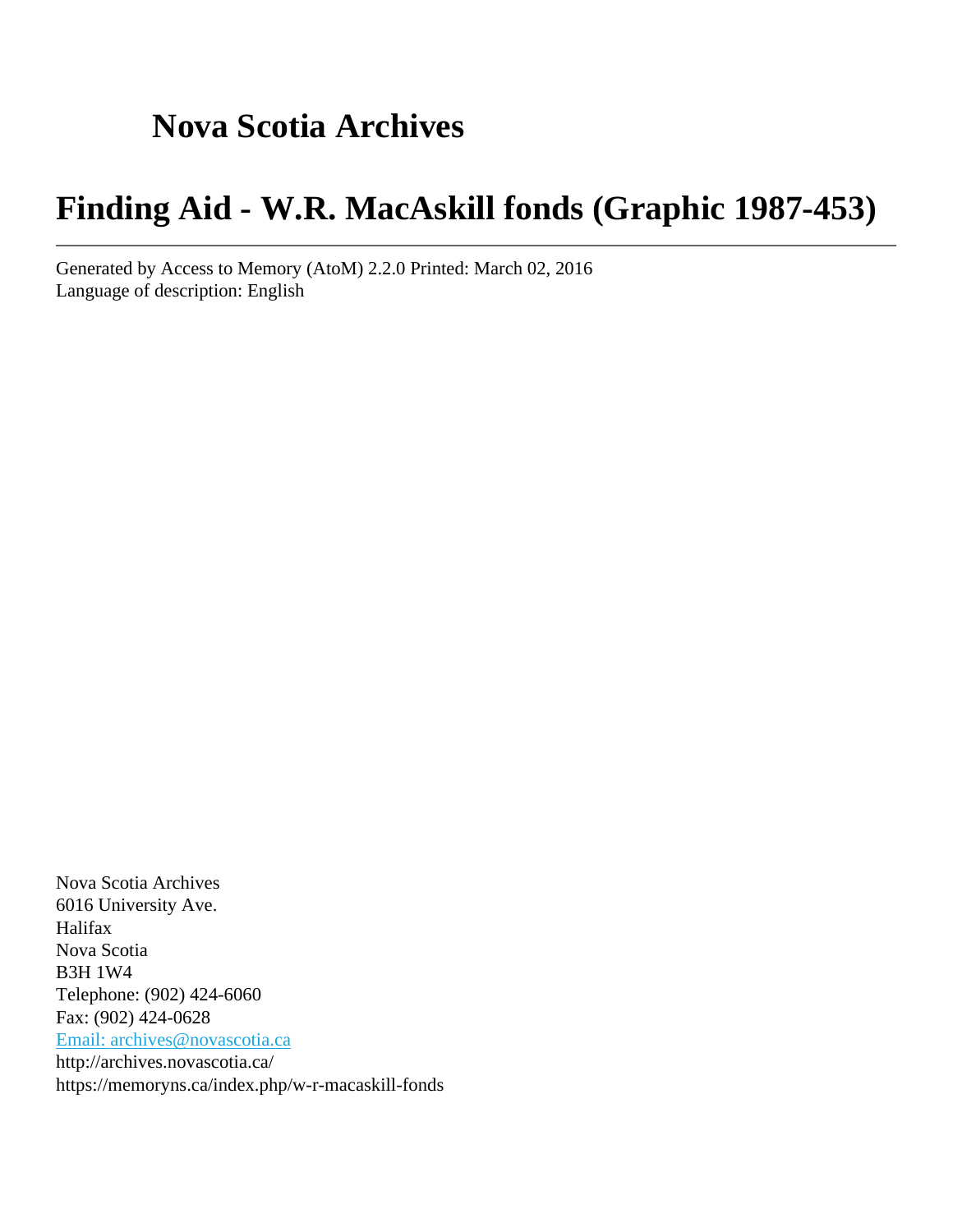# Nova Scotia Archives

# Finding Aid - W.R. MacAskill fonds (Graphic 1987-453)

---

Generated by Access to Memory (AtoM) 2.2.0 Printed: March 02, 2016
Language of description: English

Nova Scotia Archives
6016 University Ave.
Halifax
Nova Scotia
B3H 1W4
Telephone: (902) 424-6060
Fax: (902) 424-0628
[Email: archives@novascotia.ca](mailto:archives@novascotia.ca)
http://archives.novascotia.ca/
https://memoryns.ca/index.php/w-r-macaskill-fonds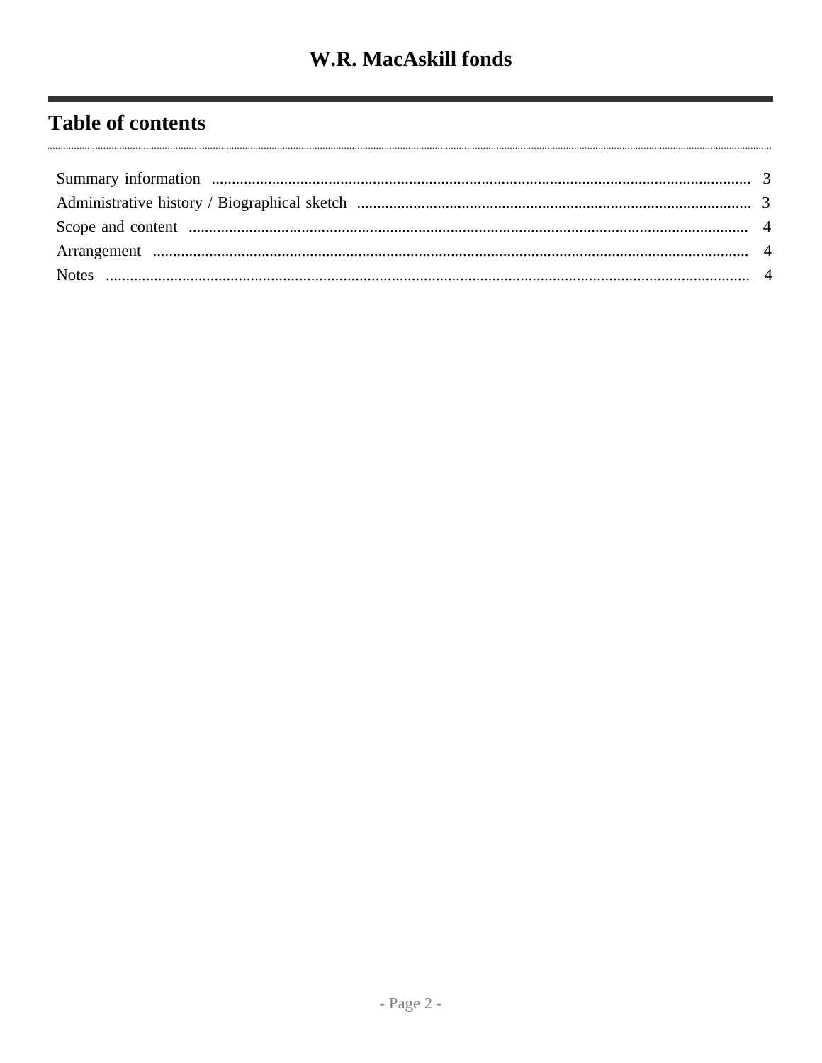# Table of contents

- Summary information ..... 3
- Administrative history / Biographical sketch ..... 3
- Scope and content ..... 4
- Arrangement ..... 4
- Notes ..... 4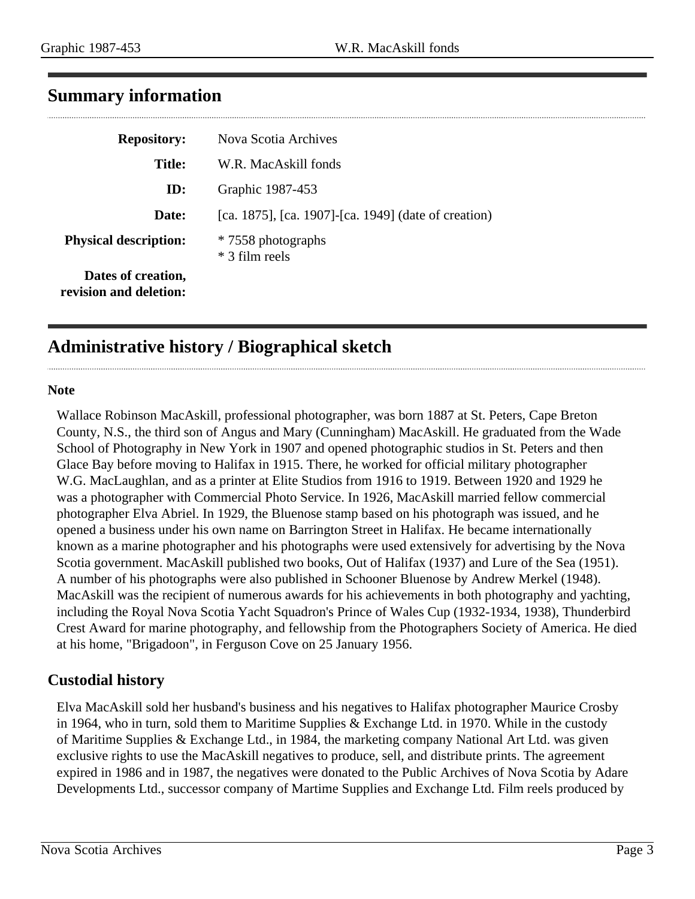## Summary information

| | |
|---|---|
| **Repository:** | Nova Scotia Archives |
| **Title:** | W.R. MacAskill fonds |
| **ID:** | Graphic 1987-453 |
| **Date:** | [ca. 1875], [ca. 1907]-[ca. 1949] (date of creation) |
| **Physical description:** | * 7558 photographs<br>* 3 film reels |
| **Dates of creation, revision and deletion:** | |

## Administrative history / Biographical sketch

**Note**

Wallace Robinson MacAskill, professional photographer, was born 1887 at St. Peters, Cape Breton County, N.S., the third son of Angus and Mary (Cunningham) MacAskill. He graduated from the Wade School of Photography in New York in 1907 and opened photographic studios in St. Peters and then Glace Bay before moving to Halifax in 1915. There, he worked for official military photographer W.G. MacLaughlan, and as a printer at Elite Studios from 1916 to 1919. Between 1920 and 1929 he was a photographer with Commercial Photo Service. In 1926, MacAskill married fellow commercial photographer Elva Abriel. In 1929, the Bluenose stamp based on his photograph was issued, and he opened a business under his own name on Barrington Street in Halifax. He became internationally known as a marine photographer and his photographs were used extensively for advertising by the Nova Scotia government. MacAskill published two books, Out of Halifax (1937) and Lure of the Sea (1951). A number of his photographs were also published in Schooner Bluenose by Andrew Merkel (1948). MacAskill was the recipient of numerous awards for his achievements in both photography and yachting, including the Royal Nova Scotia Yacht Squadron's Prince of Wales Cup (1932-1934, 1938), Thunderbird Crest Award for marine photography, and fellowship from the Photographers Society of America. He died at his home, "Brigadoon", in Ferguson Cove on 25 January 1956.

## Custodial history

Elva MacAskill sold her husband's business and his negatives to Halifax photographer Maurice Crosby in 1964, who in turn, sold them to Maritime Supplies & Exchange Ltd. in 1970. While in the custody of Maritime Supplies & Exchange Ltd., in 1984, the marketing company National Art Ltd. was given exclusive rights to use the MacAskill negatives to produce, sell, and distribute prints. The agreement expired in 1986 and in 1987, the negatives were donated to the Public Archives of Nova Scotia by Adare Developments Ltd., successor company of Martime Supplies and Exchange Ltd. Film reels produced by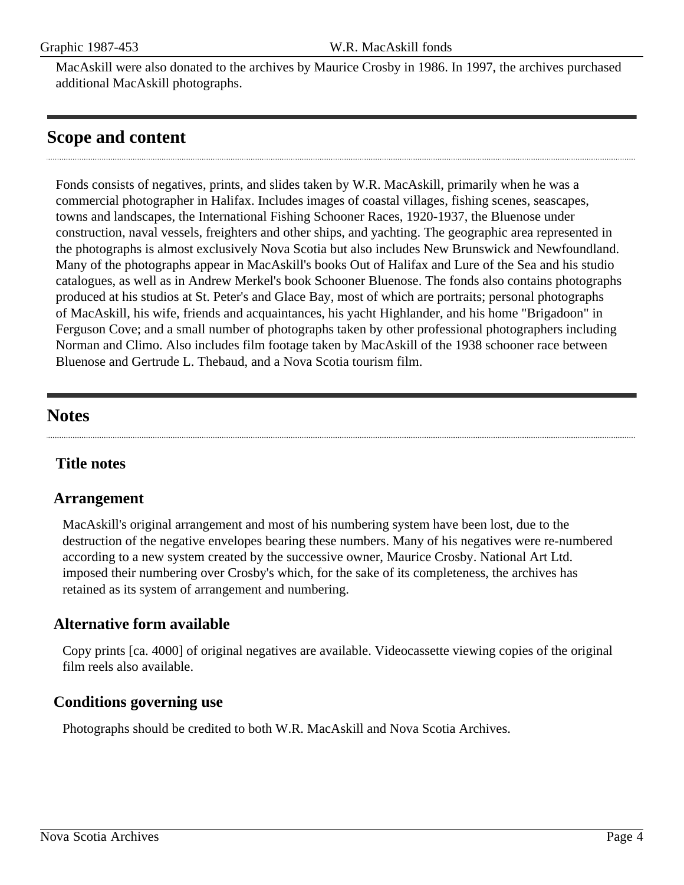MacAskill were also donated to the archives by Maurice Crosby in 1986. In 1997, the archives purchased additional MacAskill photographs.

## Scope and content

Fonds consists of negatives, prints, and slides taken by W.R. MacAskill, primarily when he was a commercial photographer in Halifax. Includes images of coastal villages, fishing scenes, seascapes, towns and landscapes, the International Fishing Schooner Races, 1920-1937, the Bluenose under construction, naval vessels, freighters and other ships, and yachting. The geographic area represented in the photographs is almost exclusively Nova Scotia but also includes New Brunswick and Newfoundland. Many of the photographs appear in MacAskill's books Out of Halifax and Lure of the Sea and his studio catalogues, as well as in Andrew Merkel's book Schooner Bluenose. The fonds also contains photographs produced at his studios at St. Peter's and Glace Bay, most of which are portraits; personal photographs of MacAskill, his wife, friends and acquaintances, his yacht Highlander, and his home "Brigadoon" in Ferguson Cove; and a small number of photographs taken by other professional photographers including Norman and Climo. Also includes film footage taken by MacAskill of the 1938 schooner race between Bluenose and Gertrude L. Thebaud, and a Nova Scotia tourism film.

## Notes

### Title notes

### Arrangement

MacAskill's original arrangement and most of his numbering system have been lost, due to the destruction of the negative envelopes bearing these numbers. Many of his negatives were re-numbered according to a new system created by the successive owner, Maurice Crosby. National Art Ltd. imposed their numbering over Crosby's which, for the sake of its completeness, the archives has retained as its system of arrangement and numbering.

### Alternative form available

Copy prints [ca. 4000] of original negatives are available. Videocassette viewing copies of the original film reels also available.

### Conditions governing use

Photographs should be credited to both W.R. MacAskill and Nova Scotia Archives.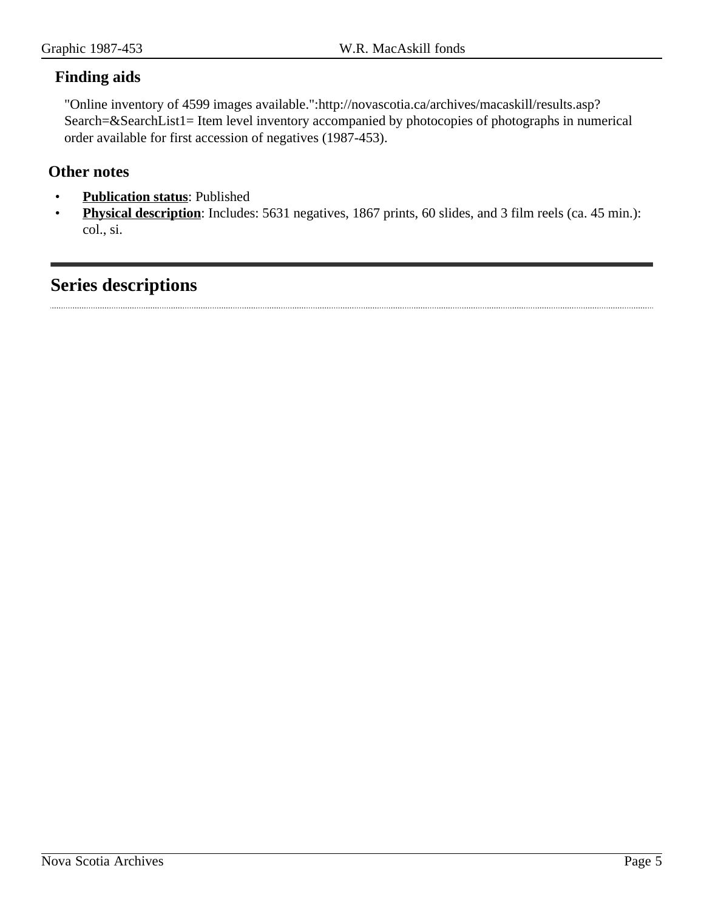## Finding aids

"Online inventory of 4599 images available.":http://novascotia.ca/archives/macaskill/results.asp?Search=&SearchList1= Item level inventory accompanied by photocopies of photographs in numerical order available for first accession of negatives (1987-453).

## Other notes

- **Publication status**: Published
- **Physical description**: Includes: 5631 negatives, 1867 prints, 60 slides, and 3 film reels (ca. 45 min.): col., si.

# Series descriptions